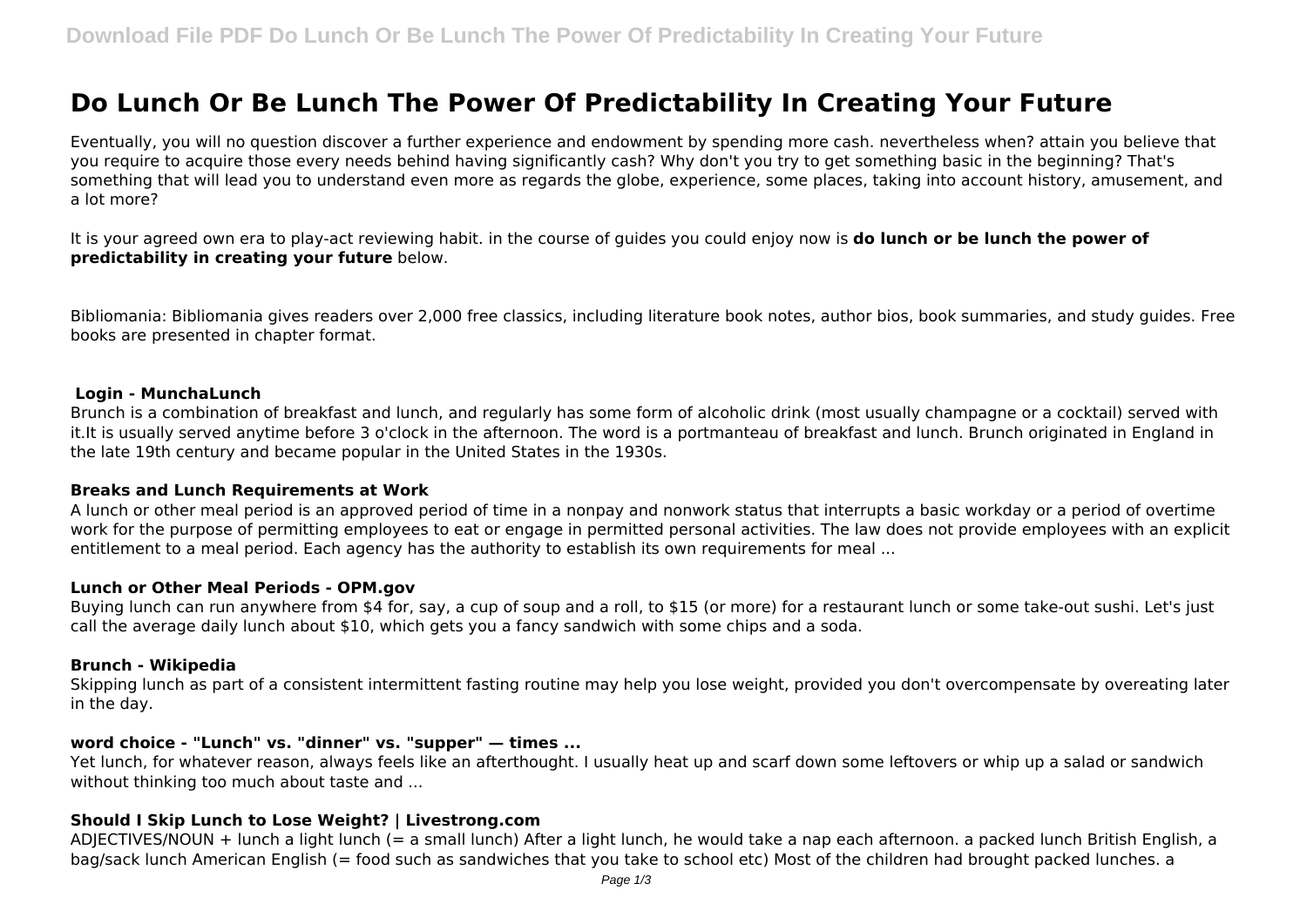# Do Lunch Or Be Lunch The Power Of Predictability In Creating Your Future

Eventually, you will no question discover a further experience and endowment by spending more cash. nevertheless when? attain you believe that you require to acquire those every needs behind having significantly cash? Why don't you try to get something basic in the beginning? That's something that will lead you to understand even more as regards the globe, experience, some places, taking into account history, amusement, and a lot more?

It is your agreed own era to play-act reviewing habit. in the course of guides you could enjoy now is **do lunch or be lunch the power of predictability in creating your future** below.

Bibliomania: Bibliomania gives readers over 2,000 free classics, including literature book notes, author bios, book summaries, and study guides. Free books are presented in chapter format.

#### Login - MunchaLunch

Brunch is a combination of breakfast and lunch, and regularly has some form of alcoholic drink (most usually champagne or a cocktail) served with it.It is usually served anytime before 3 o'clock in the afternoon. The word is a portmanteau of breakfast and lunch. Brunch originated in England in the late 19th century and became popular in the United States in the 1930s.

#### Breaks and Lunch Requirements at Work

A lunch or other meal period is an approved period of time in a nonpay and nonwork status that interrupts a basic workday or a period of overtime work for the purpose of permitting employees to eat or engage in permitted personal activities. The law does not provide employees with an explicit entitlement to a meal period. Each agency has the authority to establish its own requirements for meal ...

#### Lunch or Other Meal Periods - OPM.gov

Buying lunch can run anywhere from $4 for, say, a cup of soup and a roll, to $15 (or more) for a restaurant lunch or some take-out sushi. Let's just call the average daily lunch about $10, which gets you a fancy sandwich with some chips and a soda.

#### Brunch - Wikipedia

Skipping lunch as part of a consistent intermittent fasting routine may help you lose weight, provided you don't overcompensate by overeating later in the day.

#### word choice - "Lunch" vs. "dinner" vs. "supper" — times ...

Yet lunch, for whatever reason, always feels like an afterthought. I usually heat up and scarf down some leftovers or whip up a salad or sandwich without thinking too much about taste and ...

#### Should I Skip Lunch to Lose Weight? | Livestrong.com

ADJECTIVES/NOUN + lunch a light lunch (= a small lunch) After a light lunch, he would take a nap each afternoon. a packed lunch British English, a bag/sack lunch American English (= food such as sandwiches that you take to school etc) Most of the children had brought packed lunches. a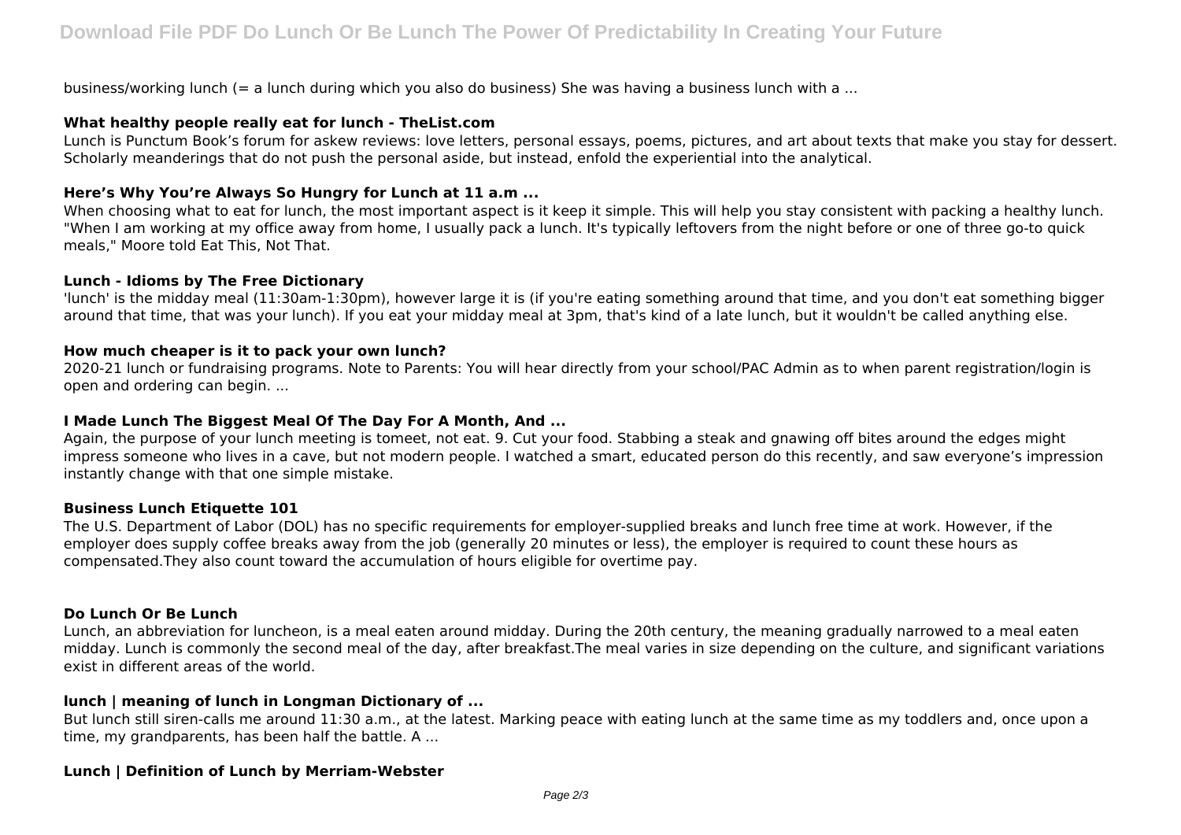business/working lunch (= a lunch during which you also do business) She was having a business lunch with a ...

### What healthy people really eat for lunch - TheList.com

Lunch is Punctum Book's forum for askew reviews: love letters, personal essays, poems, pictures, and art about texts that make you stay for dessert. Scholarly meanderings that do not push the personal aside, but instead, enfold the experiential into the analytical.

### Here's Why You're Always So Hungry for Lunch at 11 a.m ...

When choosing what to eat for lunch, the most important aspect is it keep it simple. This will help you stay consistent with packing a healthy lunch. "When I am working at my office away from home, I usually pack a lunch. It's typically leftovers from the night before or one of three go-to quick meals," Moore told Eat This, Not That.

### Lunch - Idioms by The Free Dictionary

'lunch' is the midday meal (11:30am-1:30pm), however large it is (if you're eating something around that time, and you don't eat something bigger around that time, that was your lunch). If you eat your midday meal at 3pm, that's kind of a late lunch, but it wouldn't be called anything else.

### How much cheaper is it to pack your own lunch?

2020-21 lunch or fundraising programs. Note to Parents: You will hear directly from your school/PAC Admin as to when parent registration/login is open and ordering can begin. ...

### I Made Lunch The Biggest Meal Of The Day For A Month, And ...

Again, the purpose of your lunch meeting is tomeet, not eat. 9. Cut your food. Stabbing a steak and gnawing off bites around the edges might impress someone who lives in a cave, but not modern people. I watched a smart, educated person do this recently, and saw everyone's impression instantly change with that one simple mistake.

### Business Lunch Etiquette 101

The U.S. Department of Labor (DOL) has no specific requirements for employer-supplied breaks and lunch free time at work. However, if the employer does supply coffee breaks away from the job (generally 20 minutes or less), the employer is required to count these hours as compensated.They also count toward the accumulation of hours eligible for overtime pay.

### Do Lunch Or Be Lunch

Lunch, an abbreviation for luncheon, is a meal eaten around midday. During the 20th century, the meaning gradually narrowed to a meal eaten midday. Lunch is commonly the second meal of the day, after breakfast.The meal varies in size depending on the culture, and significant variations exist in different areas of the world.

### lunch | meaning of lunch in Longman Dictionary of ...

But lunch still siren-calls me around 11:30 a.m., at the latest. Marking peace with eating lunch at the same time as my toddlers and, once upon a time, my grandparents, has been half the battle. A ...

### Lunch | Definition of Lunch by Merriam-Webster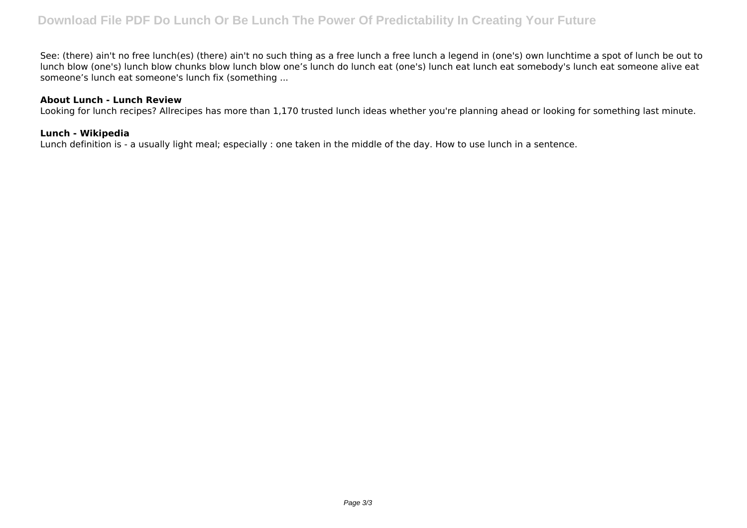See: (there) ain't no free lunch(es) (there) ain't no such thing as a free lunch a free lunch a legend in (one's) own lunchtime a spot of lunch be out to lunch blow (one's) lunch blow chunks blow lunch blow one’s lunch do lunch eat (one's) lunch eat lunch eat somebody's lunch eat someone alive eat someone’s lunch eat someone's lunch fix (something ...

**About Lunch - Lunch Review**

Looking for lunch recipes? Allrecipes has more than 1,170 trusted lunch ideas whether you're planning ahead or looking for something last minute.

**Lunch - Wikipedia**

Lunch definition is - a usually light meal; especially : one taken in the middle of the day. How to use lunch in a sentence.